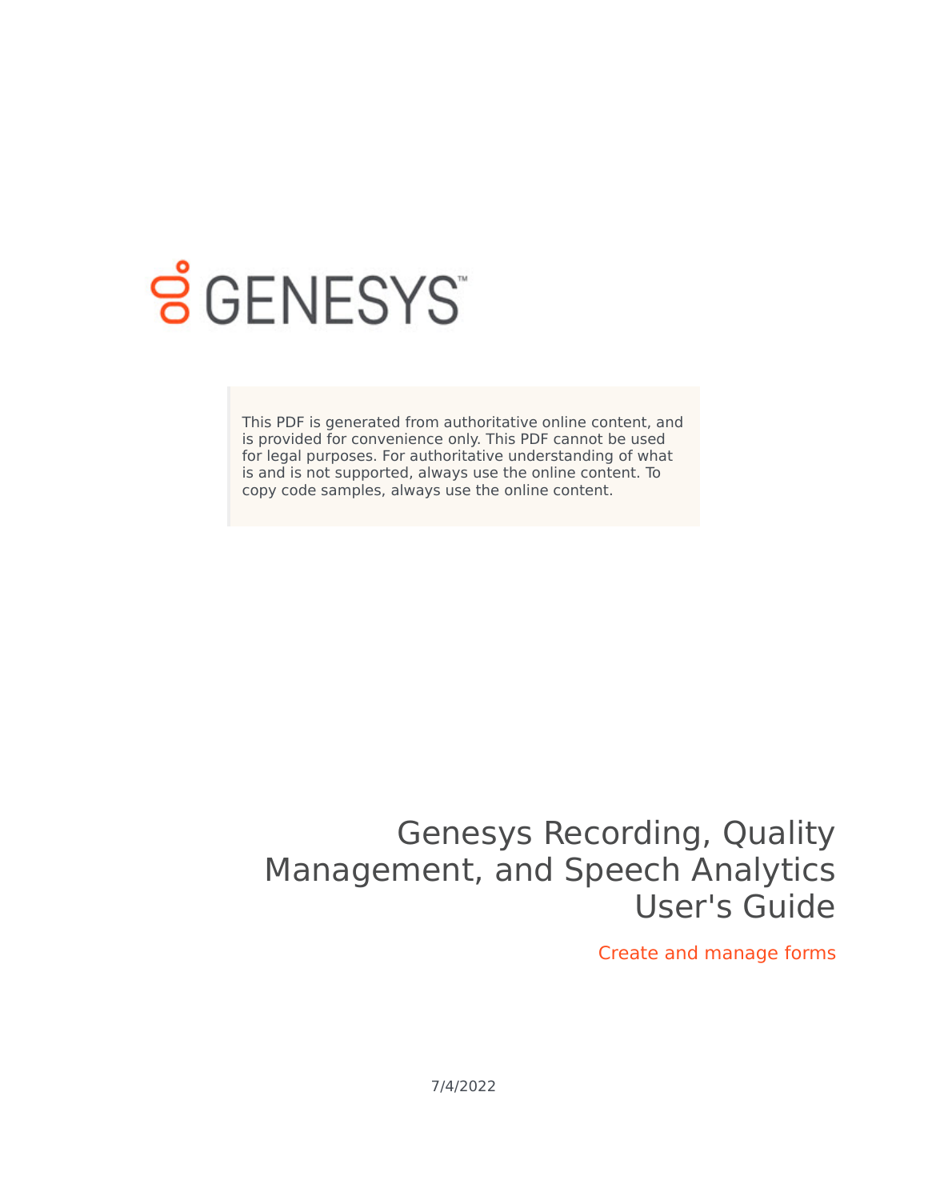GENESYS

This PDF is generated from authoritative online content, and is provided for convenience only. This PDF cannot be used for legal purposes. For authoritative understanding of what is and is not supported, always use the online content. To copy code samples, always use the online content.

# Genesys Recording, Quality Management, and Speech Analytics User's Guide

## Create and manage forms

7/4/2022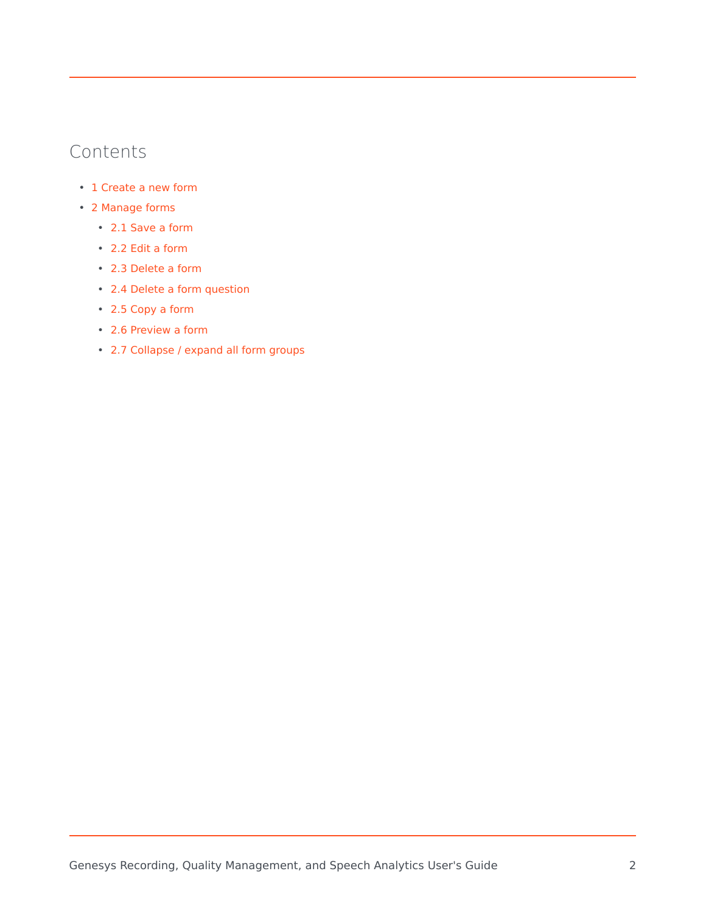## Contents

- 1 Create a new form
- 2 Manage forms
  - 2.1 Save a form
  - 2.2 Edit a form
  - 2.3 Delete a form
  - 2.4 Delete a form question
  - 2.5 Copy a form
  - 2.6 Preview a form
  - 2.7 Collapse / expand all form groups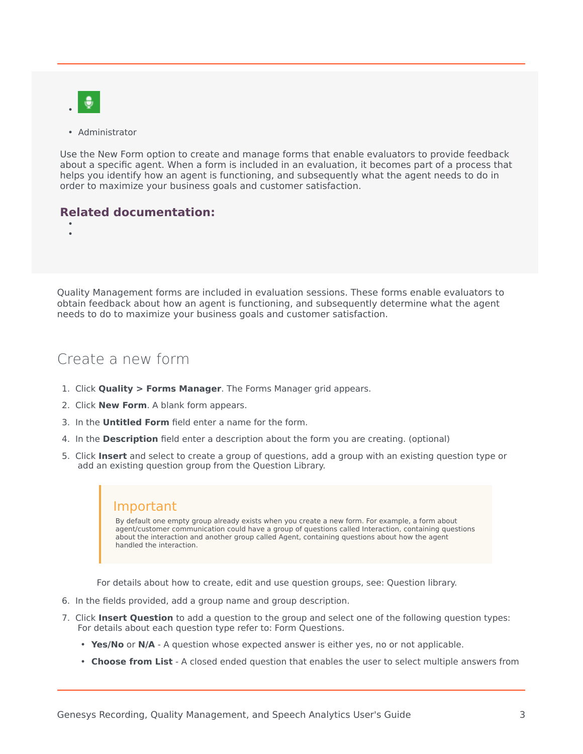- Administrator

Use the New Form option to create and manage forms that enable evaluators to provide feedback about a specific agent. When a form is included in an evaluation, it becomes part of a process that helps you identify how an agent is functioning, and subsequently what the agent needs to do in order to maximize your business goals and customer satisfaction.

**Related documentation:**

Quality Management forms are included in evaluation sessions. These forms enable evaluators to obtain feedback about how an agent is functioning, and subsequently determine what the agent needs to do to maximize your business goals and customer satisfaction.

## Create a new form

1. Click **Quality > Forms Manager**. The Forms Manager grid appears.
2. Click **New Form**. A blank form appears.
3. In the **Untitled Form** field enter a name for the form.
4. In the **Description** field enter a description about the form you are creating. (optional)
5. Click **Insert** and select to create a group of questions, add a group with an existing question type or add an existing question group from the Question Library.

   > **Important**
   >
   > By default one empty group already exists when you create a new form. For example, a form about agent/customer communication could have a group of questions called Interaction, containing questions about the interaction and another group called Agent, containing questions about how the agent handled the interaction.

   For details about how to create, edit and use question groups, see: Question library.
6. In the fields provided, add a group name and group description.
7. Click **Insert Question** to add a question to the group and select one of the following question types: For details about each question type refer to: Form Questions.
   - **Yes/No** or **N/A** - A question whose expected answer is either yes, no or not applicable.
   - **Choose from List** - A closed ended question that enables the user to select multiple answers from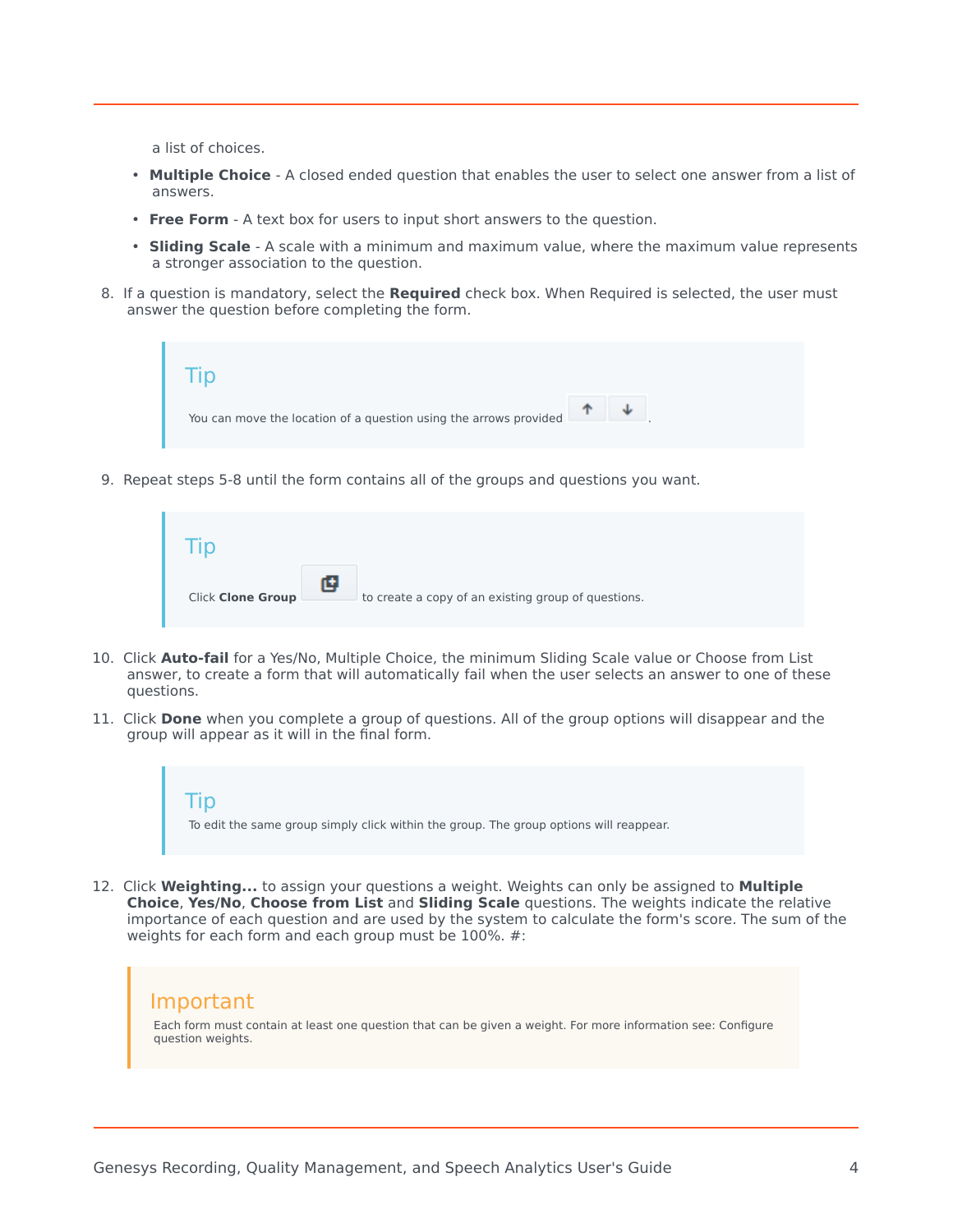a list of choices.

- **Multiple Choice** - A closed ended question that enables the user to select one answer from a list of answers.
- **Free Form** - A text box for users to input short answers to the question.
- **Sliding Scale** - A scale with a minimum and maximum value, where the maximum value represents a stronger association to the question.

8. If a question is mandatory, select the **Required** check box. When Required is selected, the user must answer the question before completing the form.

> **Tip**
>
> You can move the location of a question using the arrows provided.

9. Repeat steps 5-8 until the form contains all of the groups and questions you want.

> **Tip**
>
> Click **Clone Group** to create a copy of an existing group of questions.

10. Click **Auto-fail** for a Yes/No, Multiple Choice, the minimum Sliding Scale value or Choose from List answer, to create a form that will automatically fail when the user selects an answer to one of these questions.
11. Click **Done** when you complete a group of questions. All of the group options will disappear and the group will appear as it will in the final form.

> **Tip**
>
> To edit the same group simply click within the group. The group options will reappear.

12. Click **Weighting...** to assign your questions a weight. Weights can only be assigned to **Multiple Choice**, **Yes/No**, **Choose from List** and **Sliding Scale** questions. The weights indicate the relative importance of each question and are used by the system to calculate the form's score. The sum of the weights for each form and each group must be 100%. #:

> **Important**
>
> Each form must contain at least one question that can be given a weight. For more information see: Configure question weights.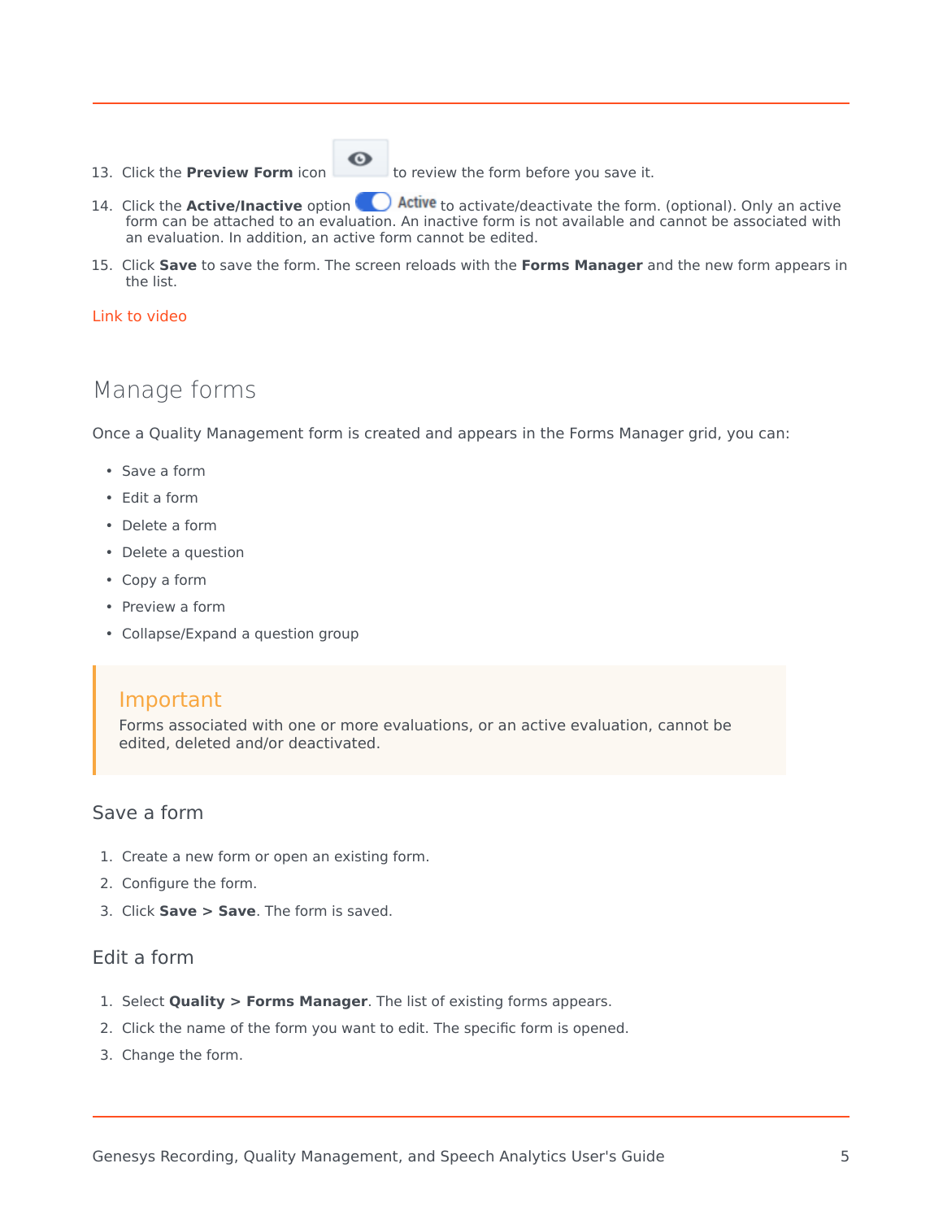13. Click the **Preview Form** icon to review the form before you save it.
14. Click the **Active/Inactive** option Active to activate/deactivate the form. (optional). Only an active form can be attached to an evaluation. An inactive form is not available and cannot be associated with an evaluation. In addition, an active form cannot be edited.
15. Click **Save** to save the form. The screen reloads with the **Forms Manager** and the new form appears in the list.

Link to video

## Manage forms

Once a Quality Management form is created and appears in the Forms Manager grid, you can:

- Save a form
- Edit a form
- Delete a form
- Delete a question
- Copy a form
- Preview a form
- Collapse/Expand a question group

> **Important**
> Forms associated with one or more evaluations, or an active evaluation, cannot be edited, deleted and/or deactivated.

### Save a form

1. Create a new form or open an existing form.
2. Configure the form.
3. Click **Save > Save**. The form is saved.

### Edit a form

1. Select **Quality > Forms Manager**. The list of existing forms appears.
2. Click the name of the form you want to edit. The specific form is opened.
3. Change the form.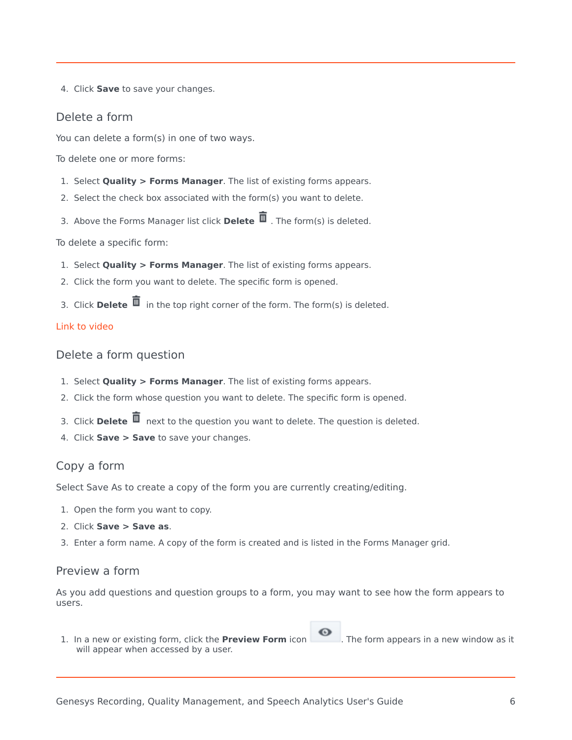4. Click **Save** to save your changes.

## Delete a form

You can delete a form(s) in one of two ways.

To delete one or more forms:

1. Select **Quality > Forms Manager**. The list of existing forms appears.
2. Select the check box associated with the form(s) you want to delete.
3. Above the Forms Manager list click **Delete** . The form(s) is deleted.

To delete a specific form:

1. Select **Quality > Forms Manager**. The list of existing forms appears.
2. Click the form you want to delete. The specific form is opened.
3. Click **Delete** in the top right corner of the form. The form(s) is deleted.

Link to video

## Delete a form question

1. Select **Quality > Forms Manager**. The list of existing forms appears.
2. Click the form whose question you want to delete. The specific form is opened.
3. Click **Delete** next to the question you want to delete. The question is deleted.
4. Click **Save > Save** to save your changes.

## Copy a form

Select Save As to create a copy of the form you are currently creating/editing.

1. Open the form you want to copy.
2. Click **Save > Save as**.
3. Enter a form name. A copy of the form is created and is listed in the Forms Manager grid.

## Preview a form

As you add questions and question groups to a form, you may want to see how the form appears to users.

1. In a new or existing form, click the **Preview Form** icon . The form appears in a new window as it will appear when accessed by a user.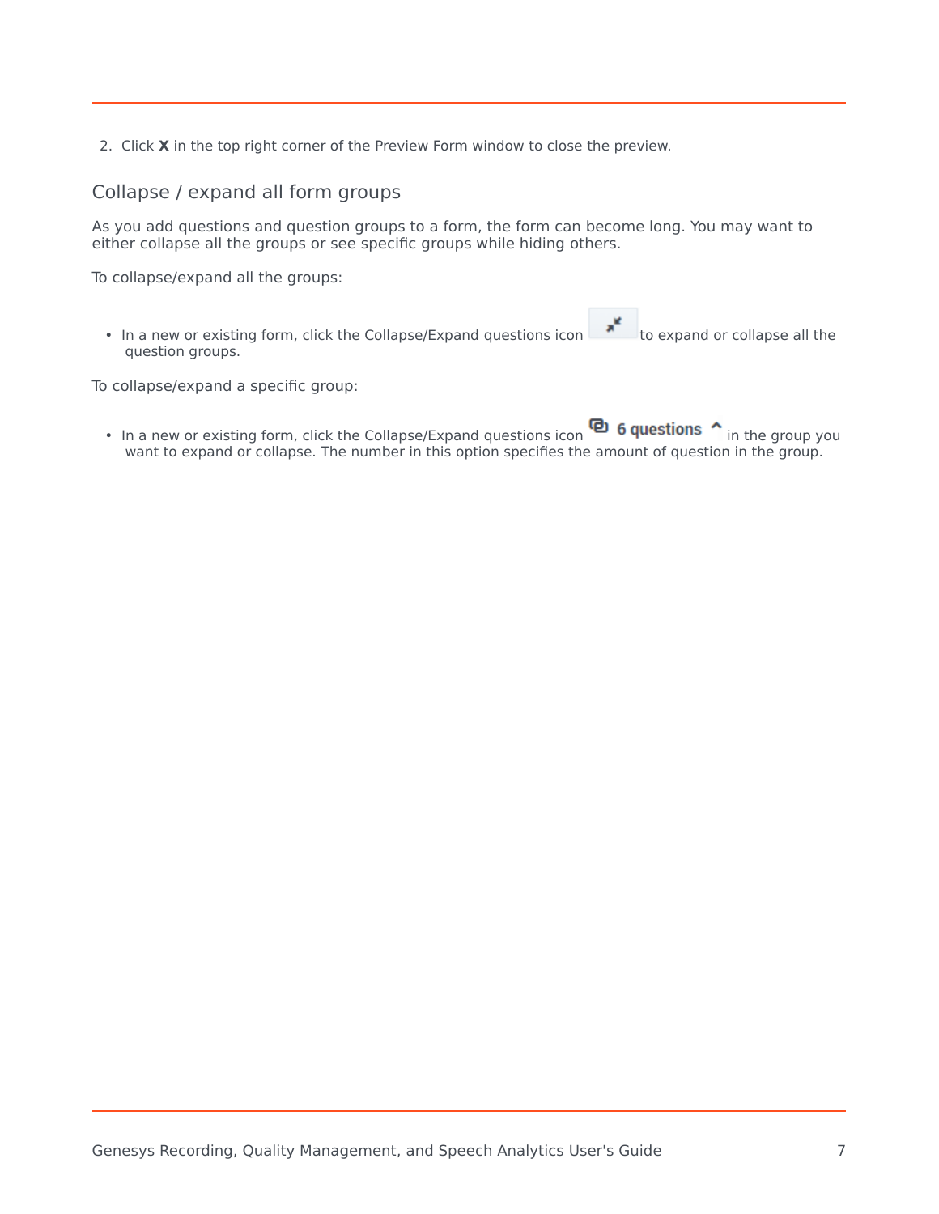2. Click **X** in the top right corner of the Preview Form window to close the preview.

## Collapse / expand all form groups

As you add questions and question groups to a form, the form can become long. You may want to either collapse all the groups or see specific groups while hiding others.

To collapse/expand all the groups:

- In a new or existing form, click the Collapse/Expand questions icon to expand or collapse all the question groups.

To collapse/expand a specific group:

- In a new or existing form, click the Collapse/Expand questions icon 6 questions in the group you want to expand or collapse. The number in this option specifies the amount of question in the group.